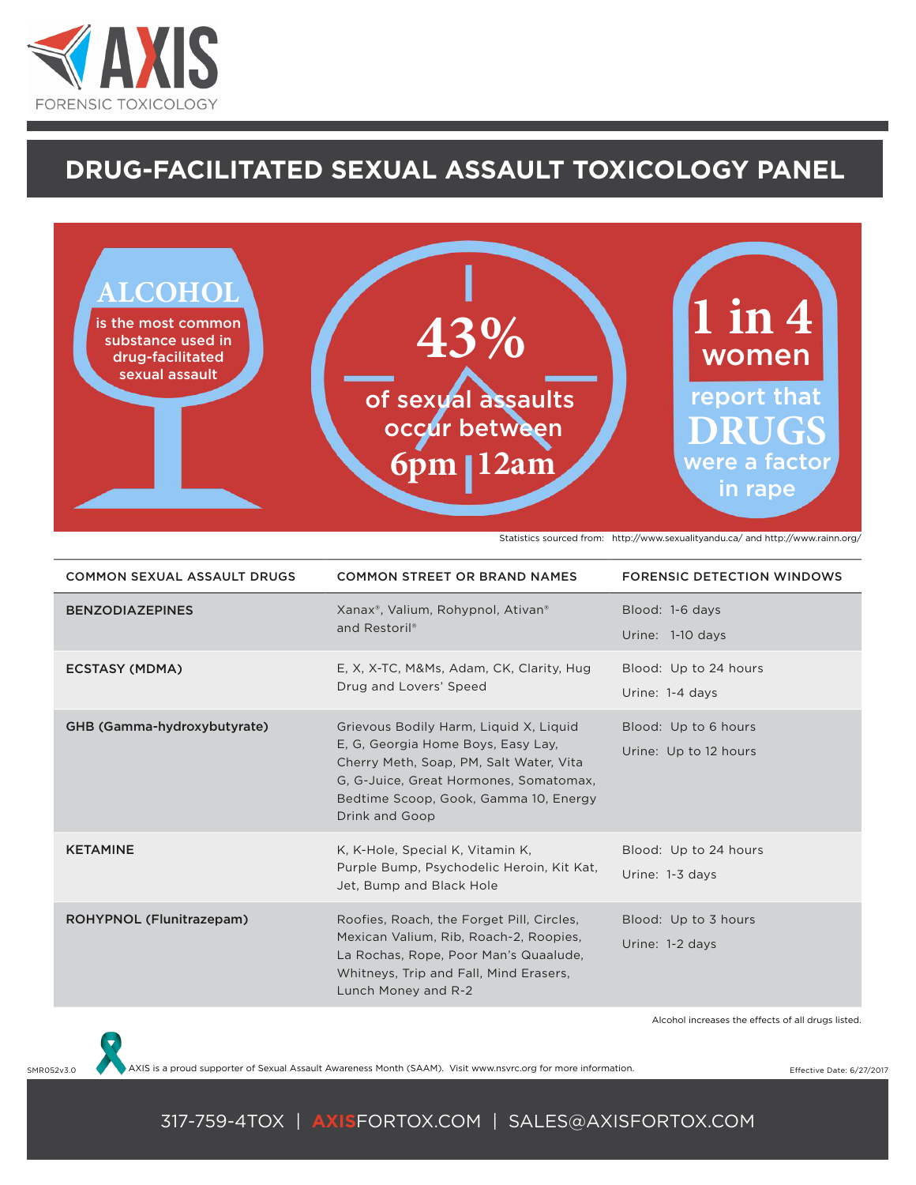AXIS

FORENSIC TOXICOLOGY

# DRUG-FACILITATED SEXUAL ASSAULT TOXICOLOGY PANEL

**ALCOHOL** is the most common substance used in drug-facilitated sexual assault

**43%** of sexual assaults occur between **6pm | 12am**

**1 in 4 women** report that **DRUGS** were a factor in rape

Statistics sourced from: http://www.sexualityandu.ca/ and http://www.rainn.org/

| COMMON SEXUAL ASSAULT DRUGS | COMMON STREET OR BRAND NAMES | FORENSIC DETECTION WINDOWS |
|---|---|---|
| **BENZODIAZEPINES** | Xanax®, Valium, Rohypnol, Ativan® and Restoril® | Blood: 1-6 days<br>Urine: 1-10 days |
| **ECSTASY (MDMA)** | E, X, X-TC, M&Ms, Adam, CK, Clarity, Hug Drug and Lovers' Speed | Blood: Up to 24 hours<br>Urine: 1-4 days |
| **GHB (Gamma-hydroxybutyrate)** | Grievous Bodily Harm, Liquid X, Liquid E, G, Georgia Home Boys, Easy Lay, Cherry Meth, Soap, PM, Salt Water, Vita G, G-Juice, Great Hormones, Somatomax, Bedtime Scoop, Gook, Gamma 10, Energy Drink and Goop | Blood: Up to 6 hours<br>Urine: Up to 12 hours |
| **KETAMINE** | K, K-Hole, Special K, Vitamin K, Purple Bump, Psychodelic Heroin, Kit Kat, Jet, Bump and Black Hole | Blood: Up to 24 hours<br>Urine: 1-3 days |
| **ROHYPNOL (Flunitrazepam)** | Roofies, Roach, the Forget Pill, Circles, Mexican Valium, Rib, Roach-2, Roopies, La Rochas, Rope, Poor Man's Quaalude, Whitneys, Trip and Fall, Mind Erasers, Lunch Money and R-2 | Blood: Up to 3 hours<br>Urine: 1-2 days |

Alcohol increases the effects of all drugs listed.

SMR052v3.0

AXIS is a proud supporter of Sexual Assault Awareness Month (SAAM). Visit www.nsvrc.org for more information.

Effective Date: 6/27/2017

317-759-4TOX | AXISFORTOX.COM | SALES@AXISFORTOX.COM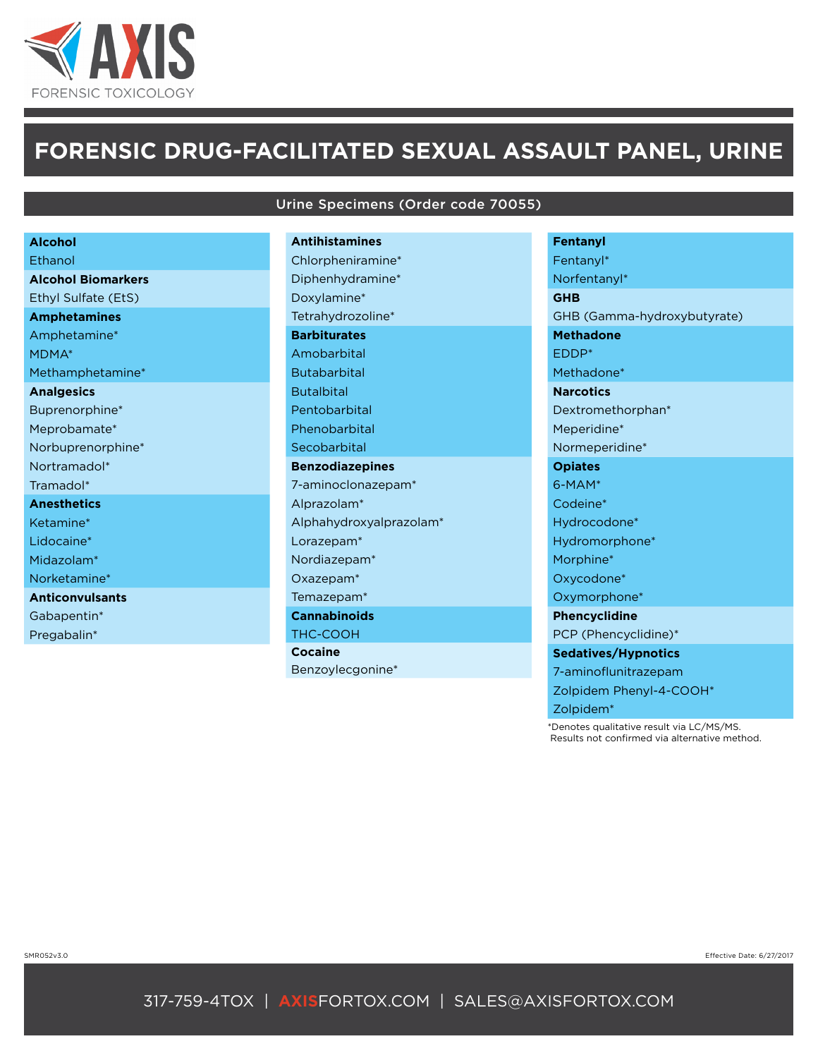AXIS FORENSIC TOXICOLOGY

# FORENSIC DRUG-FACILITATED SEXUAL ASSAULT PANEL, URINE

## Urine Specimens (Order code 70055)

**Alcohol**
- Ethanol

**Alcohol Biomarkers**
- Ethyl Sulfate (EtS)

**Amphetamines**
- Amphetamine*
- MDMA*
- Methamphetamine*

**Analgesics**
- Buprenorphine*
- Meprobamate*
- Norbuprenorphine*
- Nortramadol*
- Tramadol*

**Anesthetics**
- Ketamine*
- Lidocaine*
- Midazolam*
- Norketamine*

**Anticonvulsants**
- Gabapentin*
- Pregabalin*

**Antihistamines**
- Chlorpheniramine*
- Diphenhydramine*
- Doxylamine*
- Tetrahydrozoline*

**Barbiturates**
- Amobarbital
- Butabarbital
- Butalbital
- Pentobarbital
- Phenobarbital
- Secobarbital

**Benzodiazepines**
- 7-aminoclonazepam*
- Alprazolam*
- Alphahydroxyalprazolam*
- Lorazepam*
- Nordiazepam*
- Oxazepam*
- Temazepam*

**Cannabinoids**
- THC-COOH

**Cocaine**
- Benzoylecgonine*

**Fentanyl**
- Fentanyl*
- Norfentanyl*

**GHB**
- GHB (Gamma-hydroxybutyrate)

**Methadone**
- EDDP*
- Methadone*

**Narcotics**
- Dextromethorphan*
- Meperidine*
- Normeperidine*

**Opiates**
- 6-MAM*
- Codeine*
- Hydrocodone*
- Hydromorphone*
- Morphine*
- Oxycodone*
- Oxymorphone*

**Phencyclidine**
- PCP (Phencyclidine)*

**Sedatives/Hypnotics**
- 7-aminoflunitrazepam
- Zolpidem Phenyl-4-COOH*
- Zolpidem*

*Denotes qualitative result via LC/MS/MS. Results not confirmed via alternative method.

SMR052v3.0

Effective Date: 6/27/2017

317-759-4TOX | AXISFORTOX.COM | SALES@AXISFORTOX.COM